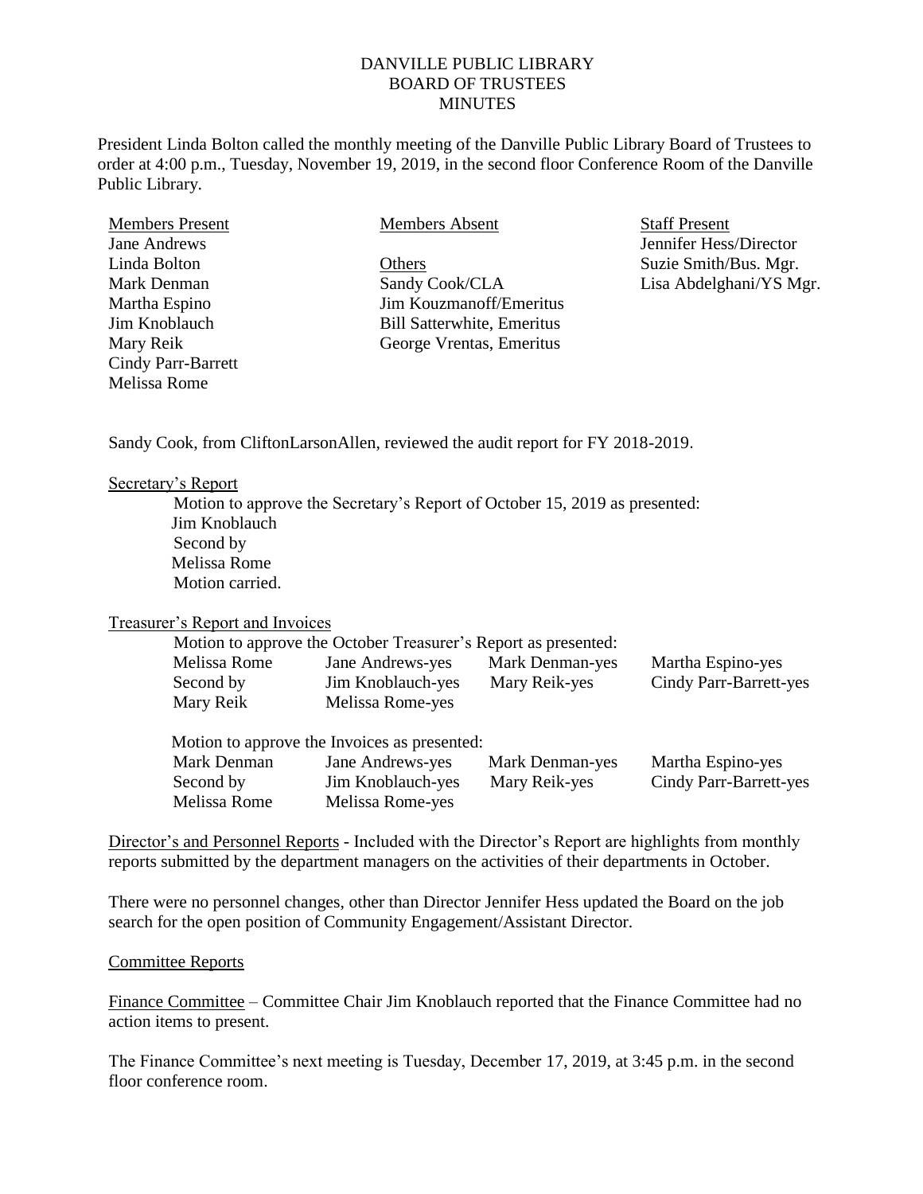# DANVILLE PUBLIC LIBRARY
## BOARD OF TRUSTEES
## MINUTES

President Linda Bolton called the monthly meeting of the Danville Public Library Board of Trustees to order at 4:00 p.m., Tuesday, November 19, 2019, in the second floor Conference Room of the Danville Public Library.

| Members Present | Members Absent | Staff Present |
|---|---|---|
| Jane Andrews | | Jennifer Hess/Director |
| Linda Bolton | Others | Suzie Smith/Bus. Mgr. |
| Mark Denman | Sandy Cook/CLA | Lisa Abdelghani/YS Mgr. |
| Martha Espino | Jim Kouzmanoff/Emeritus | |
| Jim Knoblauch | Bill Satterwhite, Emeritus | |
| Mary Reik | George Vrentas, Emeritus | |
| Cindy Parr-Barrett | | |
| Melissa Rome | | |

Sandy Cook, from CliftonLarsonAllen, reviewed the audit report for FY 2018-2019.

Secretary's Report

Motion to approve the Secretary's Report of October 15, 2019 as presented:
Jim Knoblauch
Second by
Melissa Rome
Motion carried.

Treasurer's Report and Invoices

Motion to approve the October Treasurer's Report as presented:

| | | | |
|---|---|---|---|
| Melissa Rome | Jane Andrews-yes | Mark Denman-yes | Martha Espino-yes |
| Second by | Jim Knoblauch-yes | Mary Reik-yes | Cindy Parr-Barrett-yes |
| Mary Reik | Melissa Rome-yes | | |

Motion to approve the Invoices as presented:

| | | | |
|---|---|---|---|
| Mark Denman | Jane Andrews-yes | Mark Denman-yes | Martha Espino-yes |
| Second by | Jim Knoblauch-yes | Mary Reik-yes | Cindy Parr-Barrett-yes |
| Melissa Rome | Melissa Rome-yes | | |

Director's and Personnel Reports - Included with the Director's Report are highlights from monthly reports submitted by the department managers on the activities of their departments in October.

There were no personnel changes, other than Director Jennifer Hess updated the Board on the job search for the open position of Community Engagement/Assistant Director.

Committee Reports

Finance Committee – Committee Chair Jim Knoblauch reported that the Finance Committee had no action items to present.

The Finance Committee's next meeting is Tuesday, December 17, 2019, at 3:45 p.m. in the second floor conference room.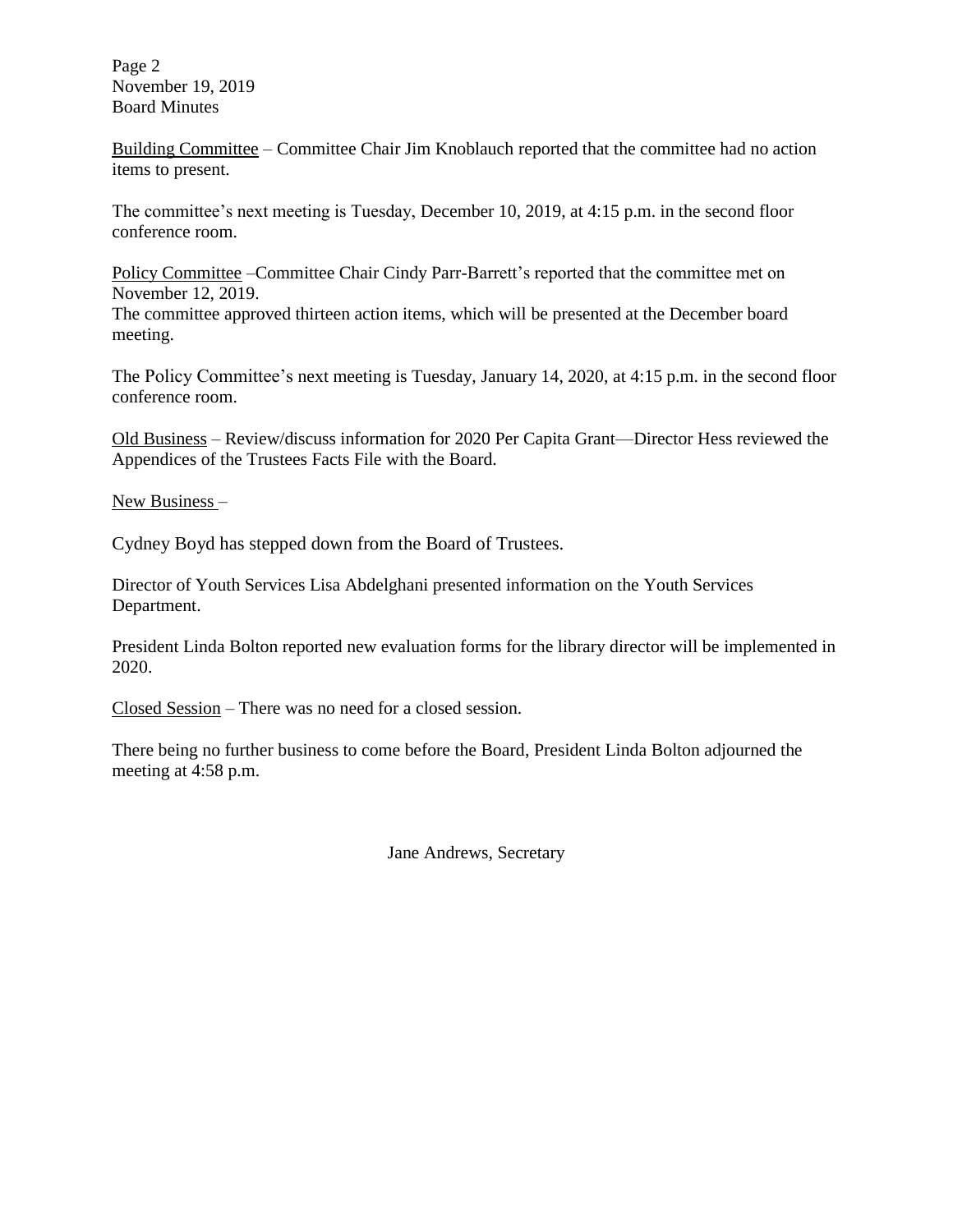Building Committee – Committee Chair Jim Knoblauch reported that the committee had no action items to present.

The committee's next meeting is Tuesday, December 10, 2019, at 4:15 p.m. in the second floor conference room.

Policy Committee –Committee Chair Cindy Parr-Barrett's reported that the committee met on November 12, 2019.
The committee approved thirteen action items, which will be presented at the December board meeting.

The Policy Committee's next meeting is Tuesday, January 14, 2020, at 4:15 p.m. in the second floor conference room.

Old Business – Review/discuss information for 2020 Per Capita Grant—Director Hess reviewed the Appendices of the Trustees Facts File with the Board.

New Business –

Cydney Boyd has stepped down from the Board of Trustees.

Director of Youth Services Lisa Abdelghani presented information on the Youth Services Department.

President Linda Bolton reported new evaluation forms for the library director will be implemented in 2020.

Closed Session – There was no need for a closed session.

There being no further business to come before the Board, President Linda Bolton adjourned the meeting at 4:58 p.m.

Jane Andrews, Secretary